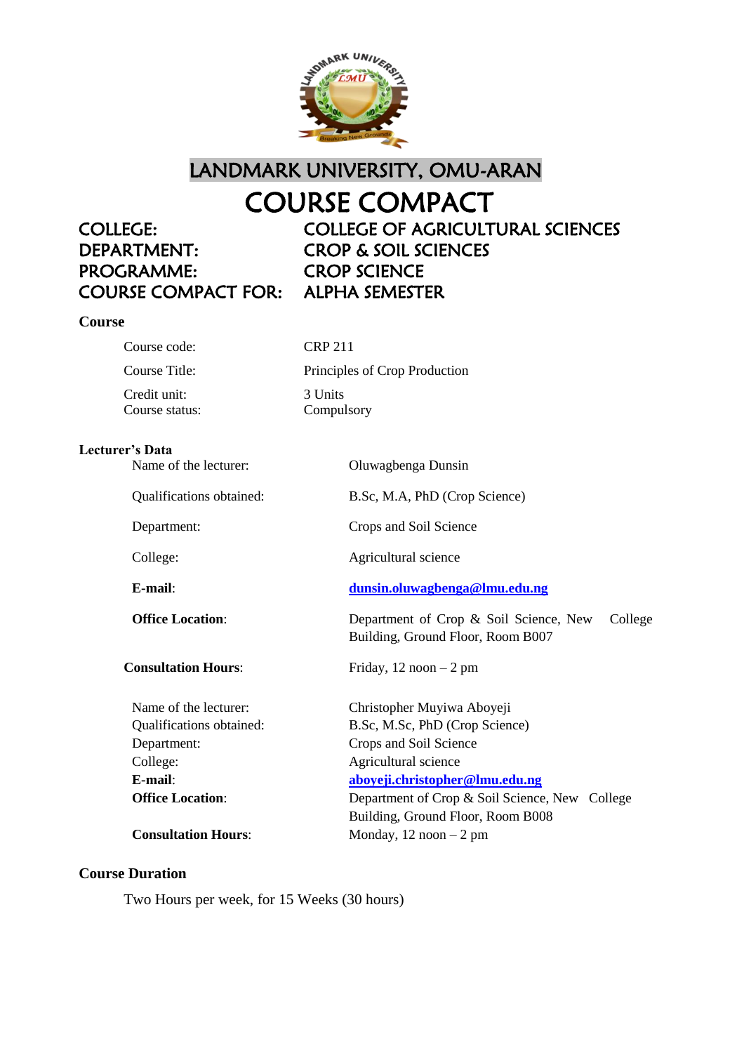# LANDMARK UNIVERSITY, OMU-ARAN

# COURSE COMPACT

| | |
|---|---|
| COLLEGE: | COLLEGE OF AGRICULTURAL SCIENCES |
| DEPARTMENT: | CROP & SOIL SCIENCES |
| PROGRAMME: | CROP SCIENCE |
| COURSE COMPACT FOR: | ALPHA SEMESTER |

**Course**

| | |
|---|---|
| Course code: | CRP 211 |
| Course Title: | Principles of Crop Production |
| Credit unit: | 3 Units |
| Course status: | Compulsory |

**Lecturer's Data**

| | |
|---|---|
| Name of the lecturer: | Oluwagbenga Dunsin |
| Qualifications obtained: | B.Sc, M.A, PhD (Crop Science) |
| Department: | Crops and Soil Science |
| College: | Agricultural science |
| **E-mail**: | **dunsin.oluwagbenga@lmu.edu.ng** |
| **Office Location**: | Department of Crop & Soil Science, New College Building, Ground Floor, Room B007 |
| **Consultation Hours**: | Friday, 12 noon – 2 pm |

| | |
|---|---|
| Name of the lecturer: | Christopher Muyiwa Aboyeji |
| Qualifications obtained: | B.Sc, M.Sc, PhD (Crop Science) |
| Department: | Crops and Soil Science |
| College: | Agricultural science |
| **E-mail**: | **aboyeji.christopher@lmu.edu.ng** |
| **Office Location**: | Department of Crop & Soil Science, New College Building, Ground Floor, Room B008 |
| **Consultation Hours**: | Monday, 12 noon – 2 pm |

**Course Duration**

Two Hours per week, for 15 Weeks (30 hours)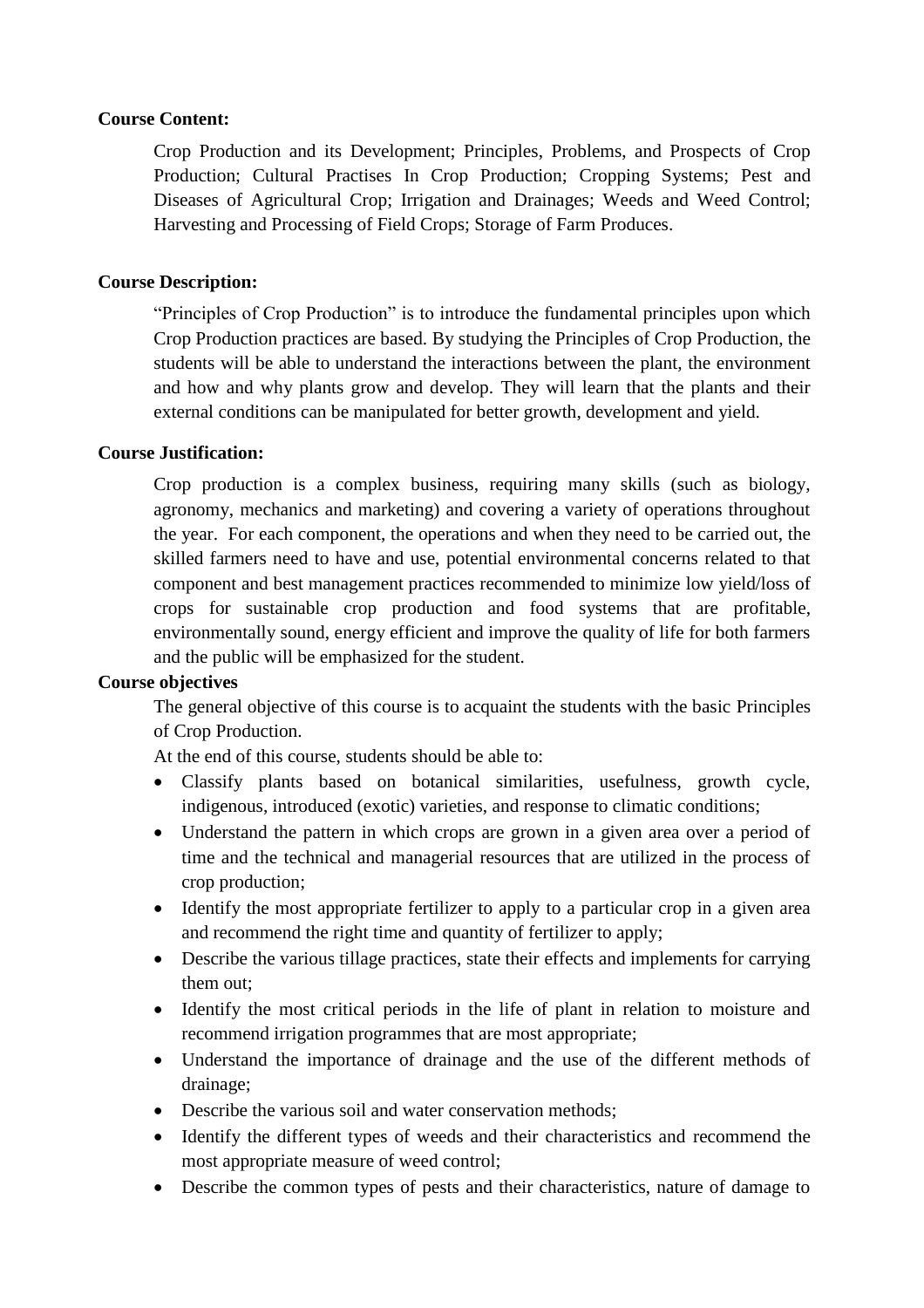**Course Content:**

Crop Production and its Development; Principles, Problems, and Prospects of Crop Production; Cultural Practises In Crop Production; Cropping Systems; Pest and Diseases of Agricultural Crop; Irrigation and Drainages; Weeds and Weed Control; Harvesting and Processing of Field Crops; Storage of Farm Produces.

**Course Description:**

"Principles of Crop Production" is to introduce the fundamental principles upon which Crop Production practices are based. By studying the Principles of Crop Production, the students will be able to understand the interactions between the plant, the environment and how and why plants grow and develop. They will learn that the plants and their external conditions can be manipulated for better growth, development and yield.

**Course Justification:**

Crop production is a complex business, requiring many skills (such as biology, agronomy, mechanics and marketing) and covering a variety of operations throughout the year. For each component, the operations and when they need to be carried out, the skilled farmers need to have and use, potential environmental concerns related to that component and best management practices recommended to minimize low yield/loss of crops for sustainable crop production and food systems that are profitable, environmentally sound, energy efficient and improve the quality of life for both farmers and the public will be emphasized for the student.

**Course objectives**

The general objective of this course is to acquaint the students with the basic Principles of Crop Production.

At the end of this course, students should be able to:

- Classify plants based on botanical similarities, usefulness, growth cycle, indigenous, introduced (exotic) varieties, and response to climatic conditions;
- Understand the pattern in which crops are grown in a given area over a period of time and the technical and managerial resources that are utilized in the process of crop production;
- Identify the most appropriate fertilizer to apply to a particular crop in a given area and recommend the right time and quantity of fertilizer to apply;
- Describe the various tillage practices, state their effects and implements for carrying them out;
- Identify the most critical periods in the life of plant in relation to moisture and recommend irrigation programmes that are most appropriate;
- Understand the importance of drainage and the use of the different methods of drainage;
- Describe the various soil and water conservation methods;
- Identify the different types of weeds and their characteristics and recommend the most appropriate measure of weed control;
- Describe the common types of pests and their characteristics, nature of damage to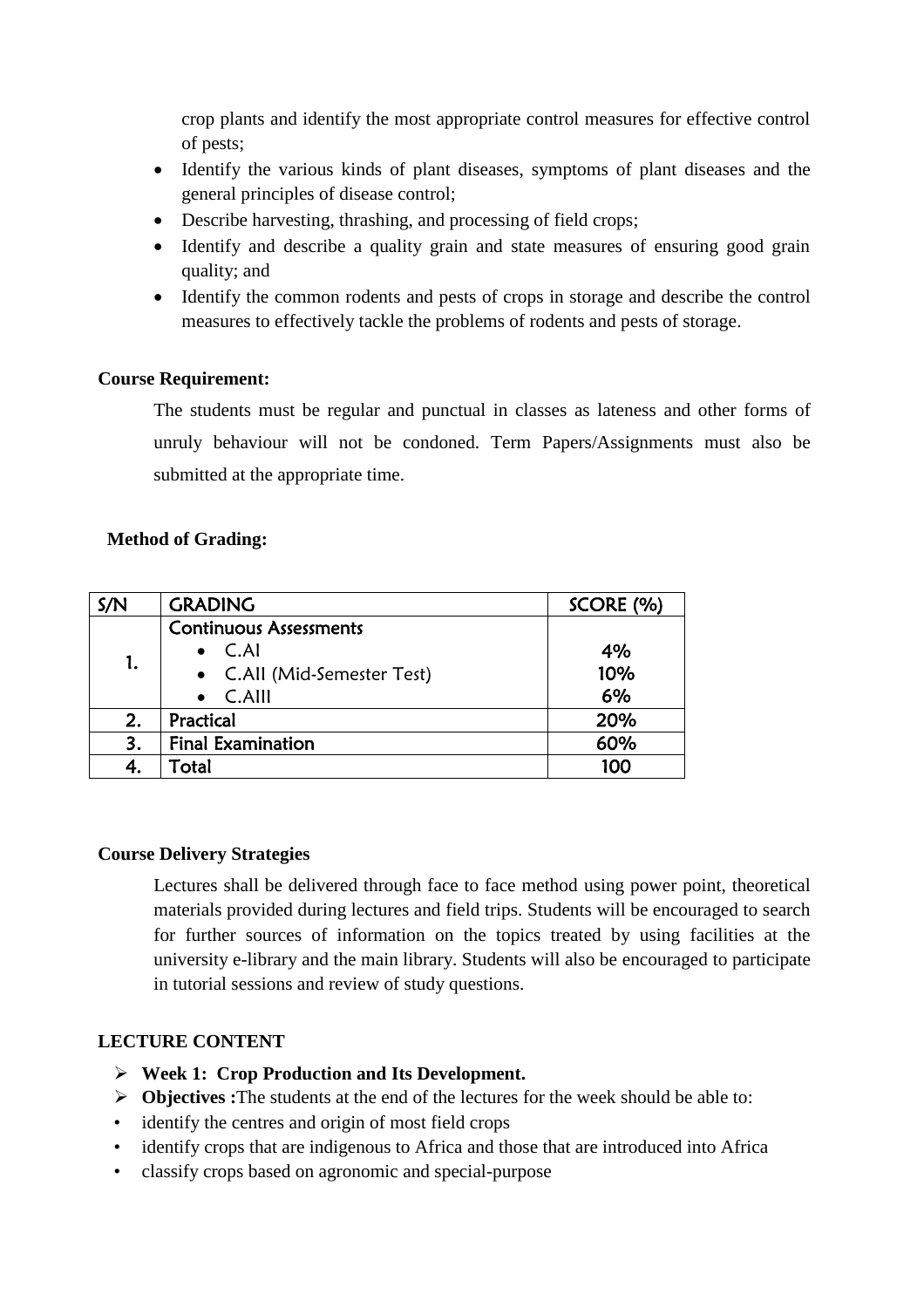crop plants and identify the most appropriate control measures for effective control of pests;

- Identify the various kinds of plant diseases, symptoms of plant diseases and the general principles of disease control;
- Describe harvesting, thrashing, and processing of field crops;
- Identify and describe a quality grain and state measures of ensuring good grain quality; and
- Identify the common rodents and pests of crops in storage and describe the control measures to effectively tackle the problems of rodents and pests of storage.

**Course Requirement:**

The students must be regular and punctual in classes as lateness and other forms of unruly behaviour will not be condoned. Term Papers/Assignments must also be submitted at the appropriate time.

**Method of Grading:**

| S/N | GRADING | SCORE (%) |
|---|---|---|
| 1. | Continuous Assessments<br>• C.AI<br>• C.AII (Mid-Semester Test)<br>• C.AIII | <br>4%<br>10%<br>6% |
| 2. | Practical | 20% |
| 3. | Final Examination | 60% |
| 4. | Total | 100 |

**Course Delivery Strategies**

Lectures shall be delivered through face to face method using power point, theoretical materials provided during lectures and field trips. Students will be encouraged to search for further sources of information on the topics treated by using facilities at the university e-library and the main library. Students will also be encouraged to participate in tutorial sessions and review of study questions.

**LECTURE CONTENT**

- **Week 1: Crop Production and Its Development.**
- **Objectives :**The students at the end of the lectures for the week should be able to:
- identify the centres and origin of most field crops
- identify crops that are indigenous to Africa and those that are introduced into Africa
- classify crops based on agronomic and special-purpose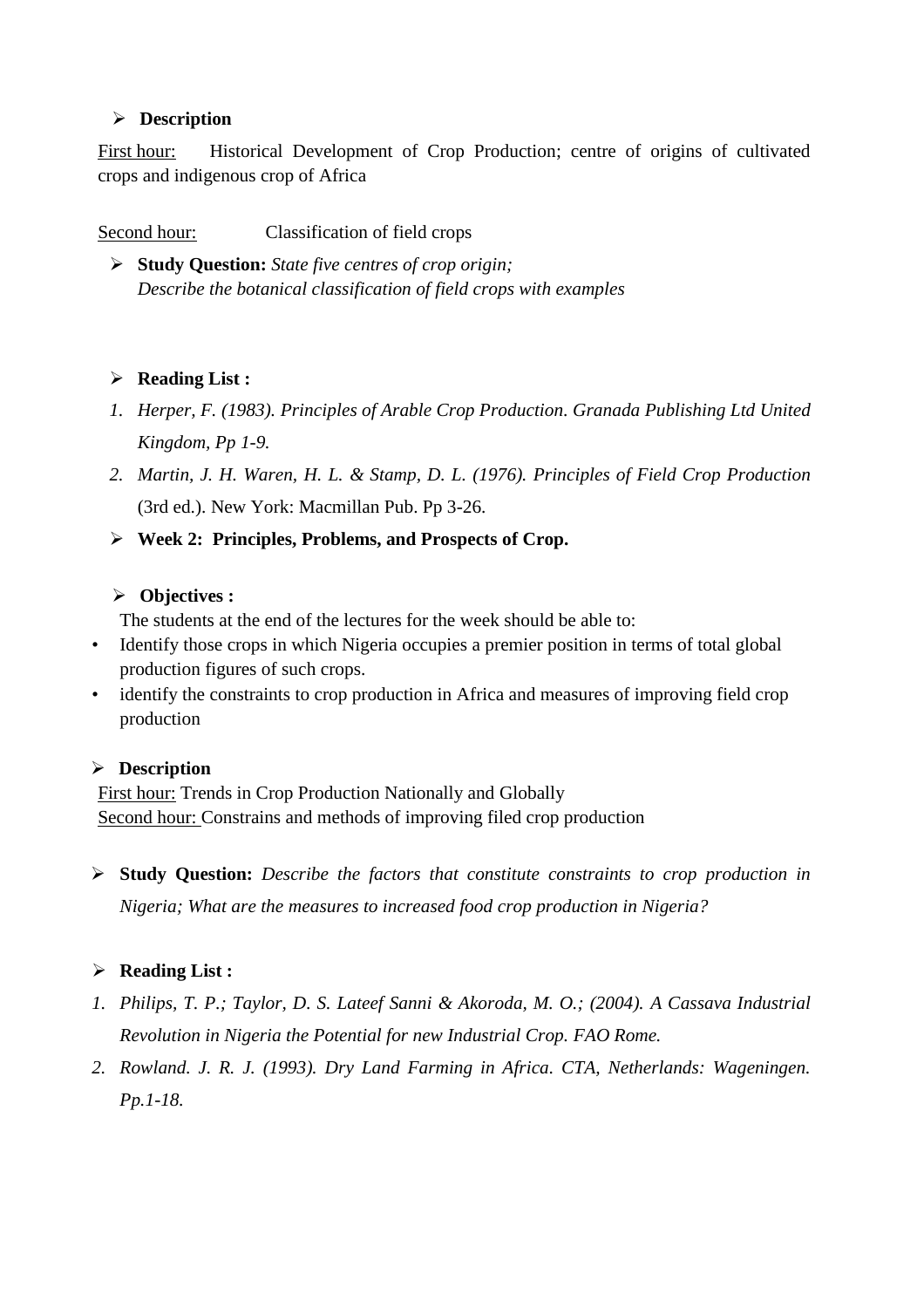- **Description**

<u>First hour:</u> Historical Development of Crop Production; centre of origins of cultivated crops and indigenous crop of Africa

<u>Second hour:</u> Classification of field crops

- **Study Question:** *State five centres of crop origin; Describe the botanical classification of field crops with examples*

- **Reading List :**

1. *Herper, F. (1983). Principles of Arable Crop Production. Granada Publishing Ltd United Kingdom, Pp 1-9.*
2. *Martin, J. H. Waren, H. L. & Stamp, D. L. (1976). Principles of Field Crop Production* (3rd ed.). New York: Macmillan Pub. Pp 3-26.

- **Week 2: Principles, Problems, and Prospects of Crop.**

- **Objectives :**

The students at the end of the lectures for the week should be able to:

- Identify those crops in which Nigeria occupies a premier position in terms of total global production figures of such crops.
- identify the constraints to crop production in Africa and measures of improving field crop production

- **Description**

<u>First hour:</u> Trends in Crop Production Nationally and Globally
<u>Second hour:</u> Constrains and methods of improving filed crop production

- **Study Question:** *Describe the factors that constitute constraints to crop production in Nigeria; What are the measures to increased food crop production in Nigeria?*

- **Reading List :**

1. *Philips, T. P.; Taylor, D. S. Lateef Sanni & Akoroda, M. O.; (2004). A Cassava Industrial Revolution in Nigeria the Potential for new Industrial Crop. FAO Rome.*
2. *Rowland. J. R. J. (1993). Dry Land Farming in Africa. CTA, Netherlands: Wageningen. Pp.1-18.*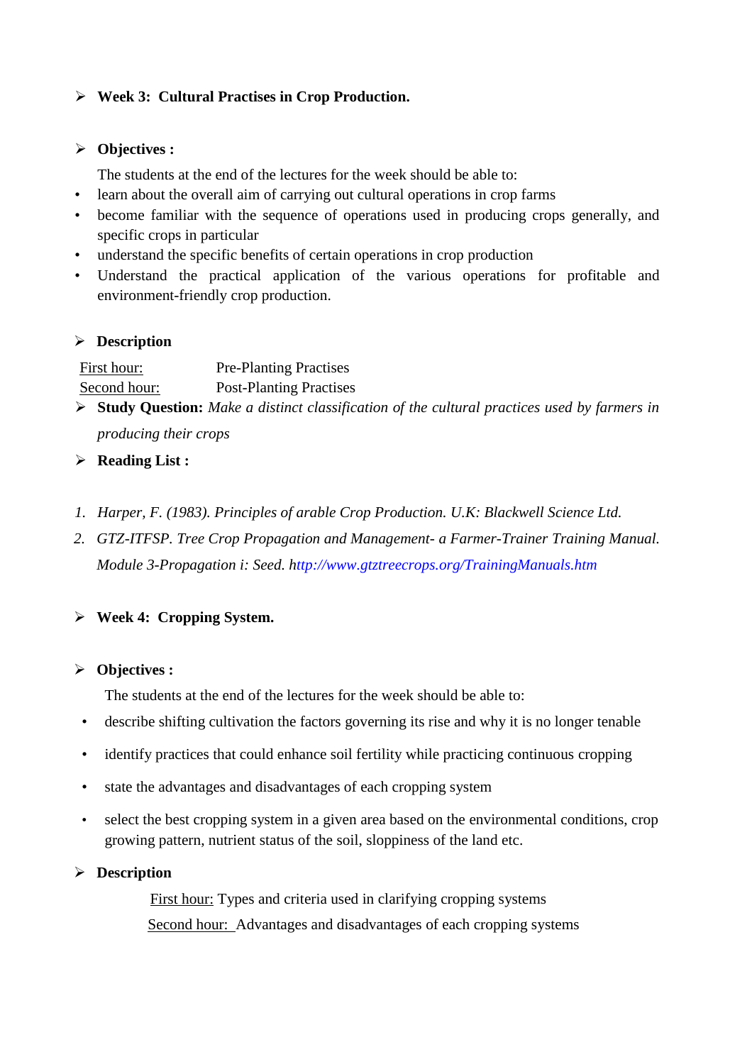- **Week 3: Cultural Practises in Crop Production.**

- **Objectives :**

  The students at the end of the lectures for the week should be able to:

- learn about the overall aim of carrying out cultural operations in crop farms
- become familiar with the sequence of operations used in producing crops generally, and specific crops in particular
- understand the specific benefits of certain operations in crop production
- Understand the practical application of the various operations for profitable and environment-friendly crop production.

- **Description**

<u>First hour:</u> Pre-Planting Practises
<u>Second hour:</u> Post-Planting Practises

- **Study Question:** *Make a distinct classification of the cultural practices used by farmers in producing their crops*

- **Reading List :**

1. *Harper, F. (1983). Principles of arable Crop Production. U.K: Blackwell Science Ltd.*
2. *GTZ-ITFSP. Tree Crop Propagation and Management- a Farmer-Trainer Training Manual. Module 3-Propagation i: Seed.* http://www.gtztreecrops.org/TrainingManuals.htm

- **Week 4: Cropping System.**

- **Objectives :**

  The students at the end of the lectures for the week should be able to:

- describe shifting cultivation the factors governing its rise and why it is no longer tenable
- identify practices that could enhance soil fertility while practicing continuous cropping
- state the advantages and disadvantages of each cropping system
- select the best cropping system in a given area based on the environmental conditions, crop growing pattern, nutrient status of the soil, sloppiness of the land etc.

- **Description**

<u>First hour:</u> Types and criteria used in clarifying cropping systems
<u>Second hour:</u> Advantages and disadvantages of each cropping systems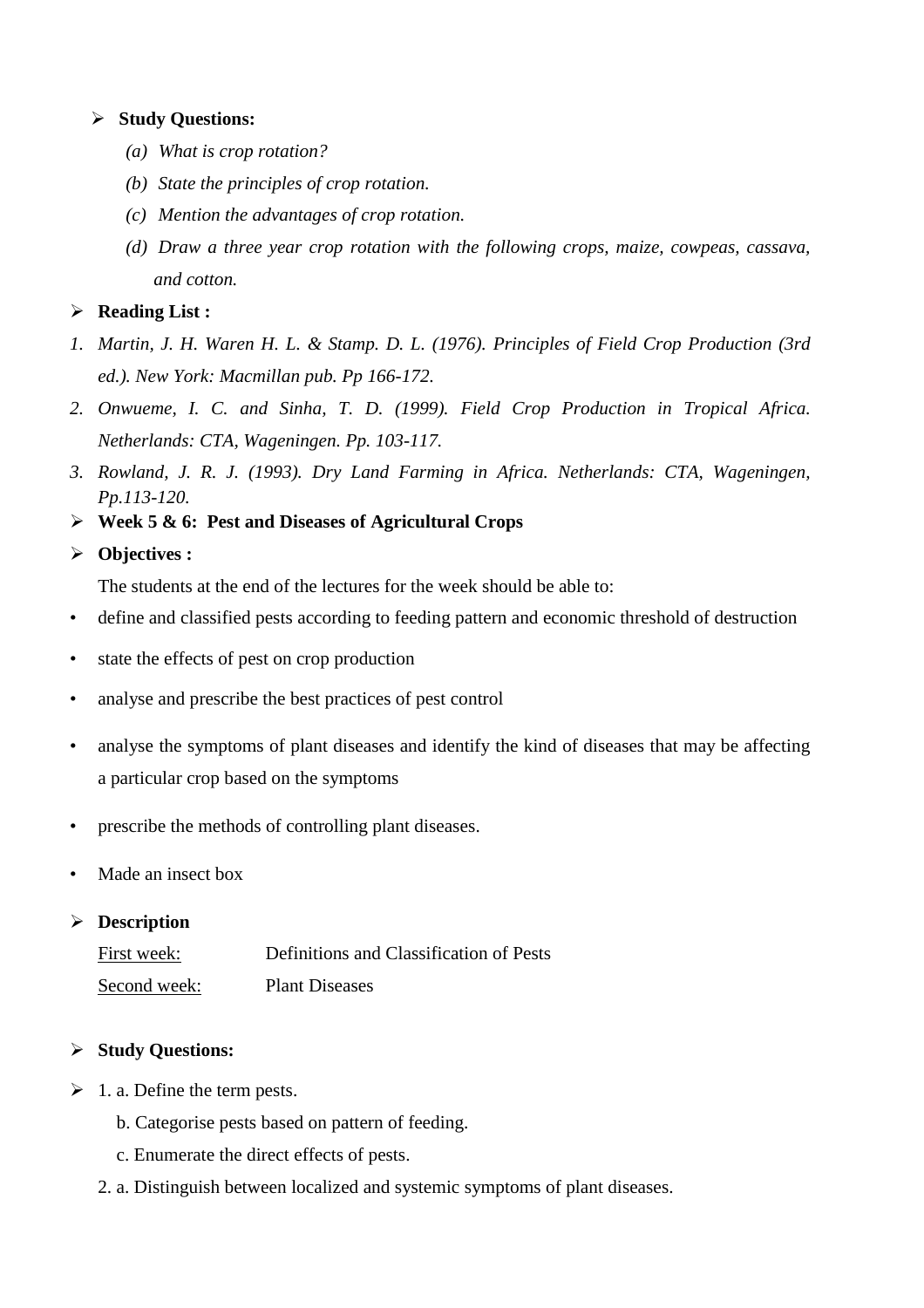- **Study Questions:**
  - *(a) What is crop rotation?*
  - *(b) State the principles of crop rotation.*
  - *(c) Mention the advantages of crop rotation.*
  - *(d) Draw a three year crop rotation with the following crops, maize, cowpeas, cassava, and cotton.*

- **Reading List :**

1. *Martin, J. H. Waren H. L. & Stamp. D. L. (1976). Principles of Field Crop Production (3rd ed.). New York: Macmillan pub. Pp 166-172.*
2. *Onwueme, I. C. and Sinha, T. D. (1999). Field Crop Production in Tropical Africa. Netherlands: CTA, Wageningen. Pp. 103-117.*
3. *Rowland, J. R. J. (1993). Dry Land Farming in Africa. Netherlands: CTA, Wageningen, Pp.113-120.*

- **Week 5 & 6: Pest and Diseases of Agricultural Crops**

- **Objectives :**

  The students at the end of the lectures for the week should be able to:

- define and classified pests according to feeding pattern and economic threshold of destruction
- state the effects of pest on crop production
- analyse and prescribe the best practices of pest control
- analyse the symptoms of plant diseases and identify the kind of diseases that may be affecting a particular crop based on the symptoms
- prescribe the methods of controlling plant diseases.
- Made an insect box

- **Description**

  First week: Definitions and Classification of Pests

  Second week: Plant Diseases

- **Study Questions:**

- 1. a. Define the term pests.
  - b. Categorise pests based on pattern of feeding.
  - c. Enumerate the direct effects of pests.

  2. a. Distinguish between localized and systemic symptoms of plant diseases.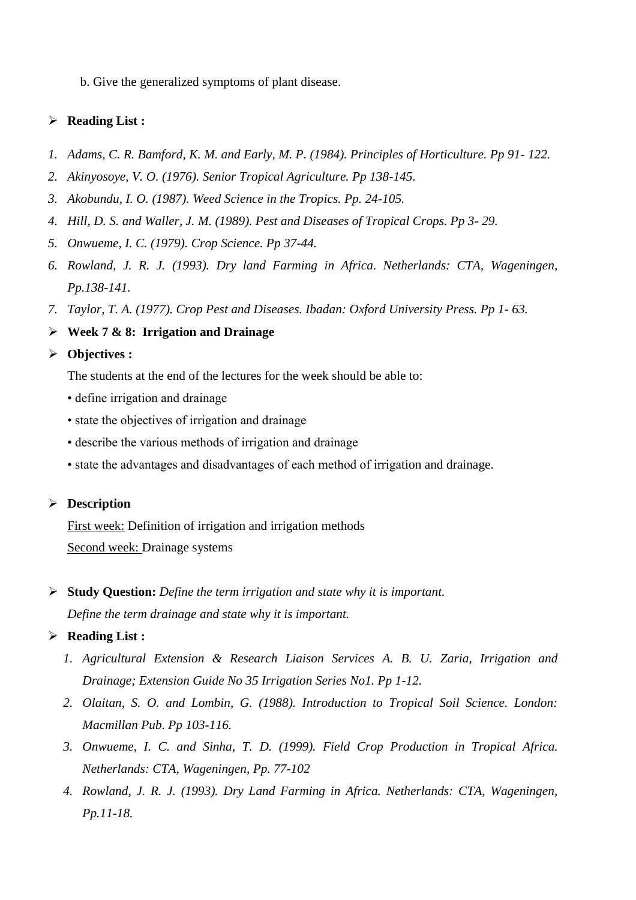b. Give the generalized symptoms of plant disease.

- **Reading List :**

1. *Adams, C. R. Bamford, K. M. and Early, M. P. (1984). Principles of Horticulture. Pp 91- 122.*
2. *Akinyosoye, V. O. (1976). Senior Tropical Agriculture. Pp 138-145.*
3. *Akobundu, I. O. (1987). Weed Science in the Tropics. Pp. 24-105.*
4. *Hill, D. S. and Waller, J. M. (1989). Pest and Diseases of Tropical Crops. Pp 3- 29.*
5. *Onwueme, I. C. (1979). Crop Science. Pp 37-44.*
6. *Rowland, J. R. J. (1993). Dry land Farming in Africa. Netherlands: CTA, Wageningen, Pp.138-141.*
7. *Taylor, T. A. (1977). Crop Pest and Diseases. Ibadan: Oxford University Press. Pp 1- 63.*

- **Week 7 & 8: Irrigation and Drainage**
- **Objectives :**

  The students at the end of the lectures for the week should be able to:

  • define irrigation and drainage

  • state the objectives of irrigation and drainage

  • describe the various methods of irrigation and drainage

  • state the advantages and disadvantages of each method of irrigation and drainage.

- **Description**

  First week: Definition of irrigation and irrigation methods

  Second week: Drainage systems

- **Study Question:** *Define the term irrigation and state why it is important.*

  *Define the term drainage and state why it is important.*

- **Reading List :**

  1. *Agricultural Extension & Research Liaison Services A. B. U. Zaria, Irrigation and Drainage; Extension Guide No 35 Irrigation Series No1. Pp 1-12.*
  2. *Olaitan, S. O. and Lombin, G. (1988). Introduction to Tropical Soil Science. London: Macmillan Pub. Pp 103-116.*
  3. *Onwueme, I. C. and Sinha, T. D. (1999). Field Crop Production in Tropical Africa. Netherlands: CTA, Wageningen, Pp. 77-102*
  4. *Rowland, J. R. J. (1993). Dry Land Farming in Africa. Netherlands: CTA, Wageningen, Pp.11-18.*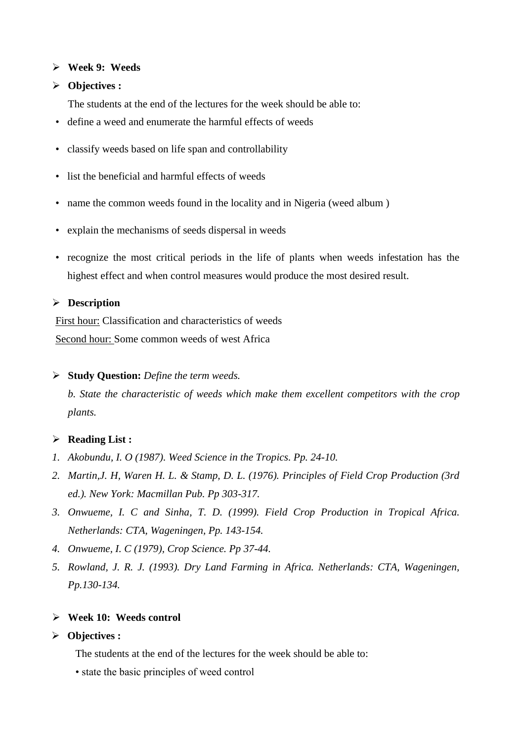- **Week 9: Weeds**
- **Objectives :**

  The students at the end of the lectures for the week should be able to:

- define a weed and enumerate the harmful effects of weeds
- classify weeds based on life span and controllability
- list the beneficial and harmful effects of weeds
- name the common weeds found in the locality and in Nigeria (weed album )
- explain the mechanisms of seeds dispersal in weeds
- recognize the most critical periods in the life of plants when weeds infestation has the highest effect and when control measures would produce the most desired result.

- **Description**

First hour: Classification and characteristics of weeds

Second hour: Some common weeds of west Africa

- **Study Question:** *Define the term weeds.*

  *b. State the characteristic of weeds which make them excellent competitors with the crop plants.*

- **Reading List :**

1. *Akobundu, I. O (1987). Weed Science in the Tropics. Pp. 24-10.*
2. *Martin,J. H, Waren H. L. & Stamp, D. L. (1976). Principles of Field Crop Production (3rd ed.). New York: Macmillan Pub. Pp 303-317.*
3. *Onwueme, I. C and Sinha, T. D. (1999). Field Crop Production in Tropical Africa. Netherlands: CTA, Wageningen, Pp. 143-154.*
4. *Onwueme, I. C (1979), Crop Science. Pp 37-44.*
5. *Rowland, J. R. J. (1993). Dry Land Farming in Africa. Netherlands: CTA, Wageningen, Pp.130-134.*

- **Week 10: Weeds control**
- **Objectives :**

  The students at the end of the lectures for the week should be able to:

  - state the basic principles of weed control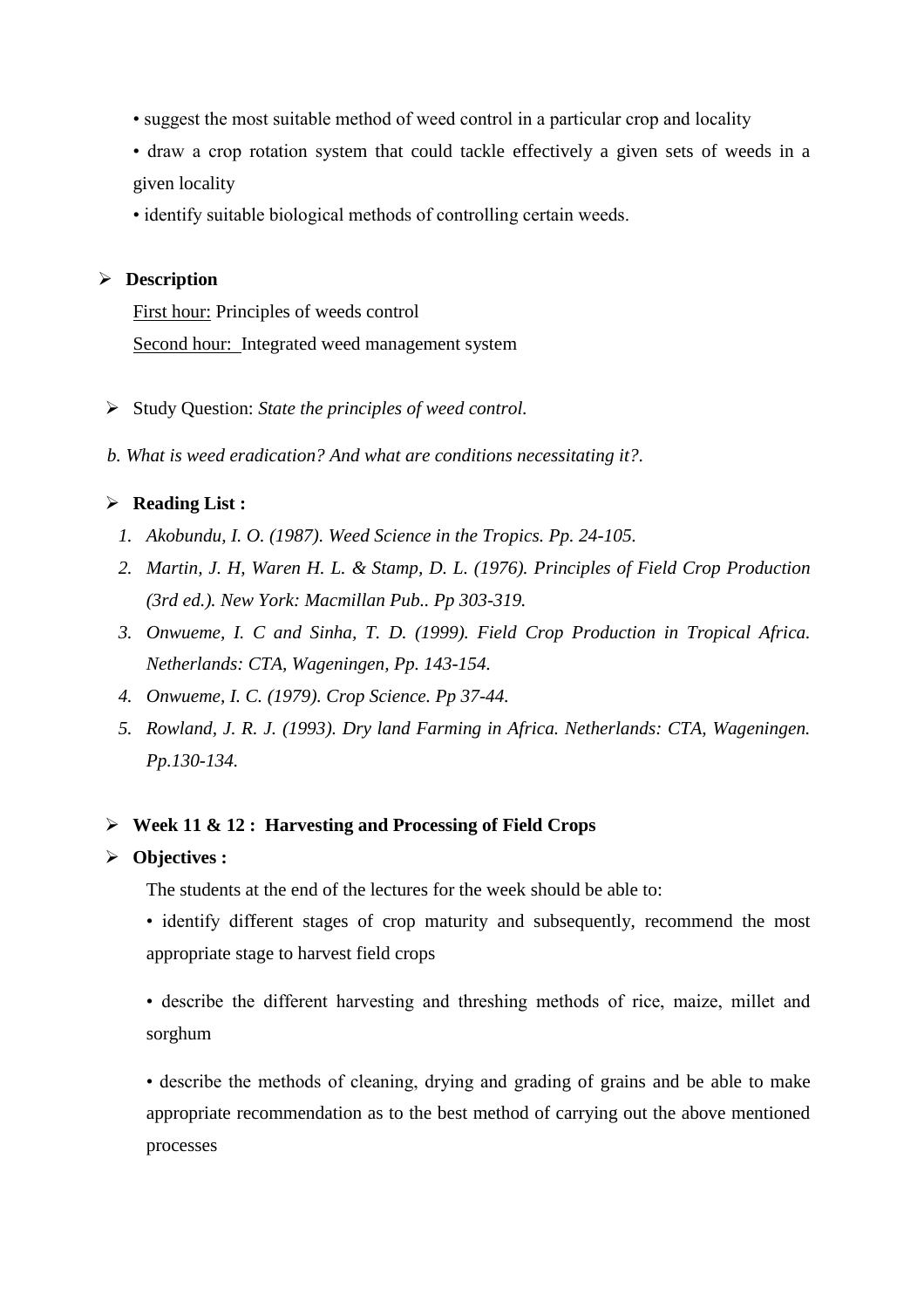- suggest the most suitable method of weed control in a particular crop and locality
- draw a crop rotation system that could tackle effectively a given sets of weeds in a given locality
- identify suitable biological methods of controlling certain weeds.

- **Description**

  First hour: Principles of weeds control

  Second hour: Integrated weed management system

- Study Question: *State the principles of weed control.*

*b. What is weed eradication? And what are conditions necessitating it?.*

- **Reading List :**

1. *Akobundu, I. O. (1987). Weed Science in the Tropics. Pp. 24-105.*
2. *Martin, J. H, Waren H. L. & Stamp, D. L. (1976). Principles of Field Crop Production (3rd ed.). New York: Macmillan Pub.. Pp 303-319.*
3. *Onwueme, I. C and Sinha, T. D. (1999). Field Crop Production in Tropical Africa. Netherlands: CTA, Wageningen, Pp. 143-154.*
4. *Onwueme, I. C. (1979). Crop Science. Pp 37-44.*
5. *Rowland, J. R. J. (1993). Dry land Farming in Africa. Netherlands: CTA, Wageningen. Pp.130-134.*

- **Week 11 & 12 : Harvesting and Processing of Field Crops**
- **Objectives :**

  The students at the end of the lectures for the week should be able to:

  - identify different stages of crop maturity and subsequently, recommend the most appropriate stage to harvest field crops
  - describe the different harvesting and threshing methods of rice, maize, millet and sorghum
  - describe the methods of cleaning, drying and grading of grains and be able to make appropriate recommendation as to the best method of carrying out the above mentioned processes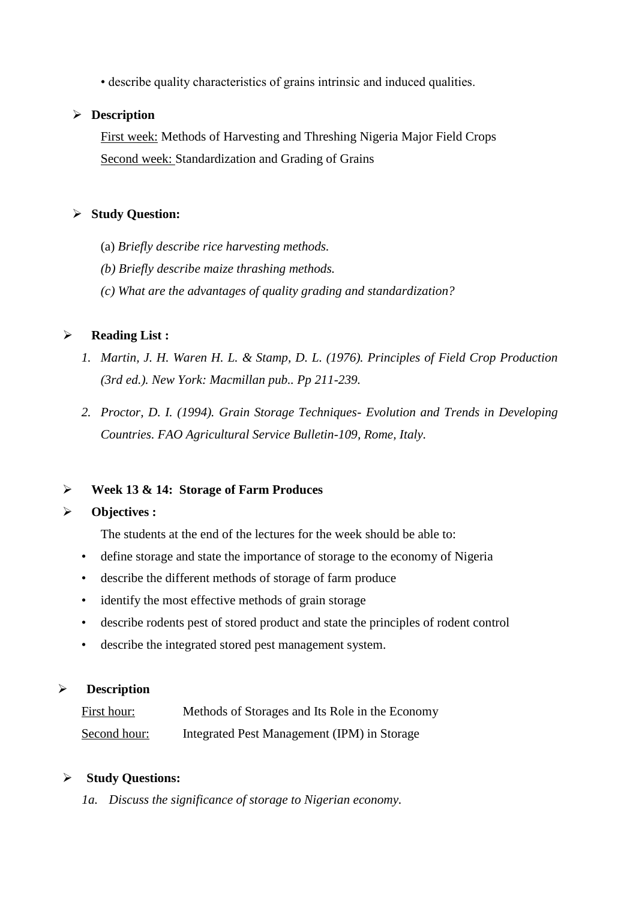- describe quality characteristics of grains intrinsic and induced qualities.

- **Description**

  First week: Methods of Harvesting and Threshing Nigeria Major Field Crops

  Second week: Standardization and Grading of Grains

- **Study Question:**

  (a) *Briefly describe rice harvesting methods.*

  *(b) Briefly describe maize thrashing methods.*

  *(c) What are the advantages of quality grading and standardization?*

- **Reading List :**

  1. *Martin, J. H. Waren H. L. & Stamp, D. L. (1976). Principles of Field Crop Production (3rd ed.). New York: Macmillan pub.. Pp 211-239.*
  2. *Proctor, D. I. (1994). Grain Storage Techniques- Evolution and Trends in Developing Countries. FAO Agricultural Service Bulletin-109, Rome, Italy.*

- **Week 13 & 14: Storage of Farm Produces**

- **Objectives :**

  The students at the end of the lectures for the week should be able to:

  - define storage and state the importance of storage to the economy of Nigeria
  - describe the different methods of storage of farm produce
  - identify the most effective methods of grain storage
  - describe rodents pest of stored product and state the principles of rodent control
  - describe the integrated stored pest management system.

- **Description**

  First hour: Methods of Storages and Its Role in the Economy

  Second hour: Integrated Pest Management (IPM) in Storage

- **Study Questions:**

  *1a. Discuss the significance of storage to Nigerian economy.*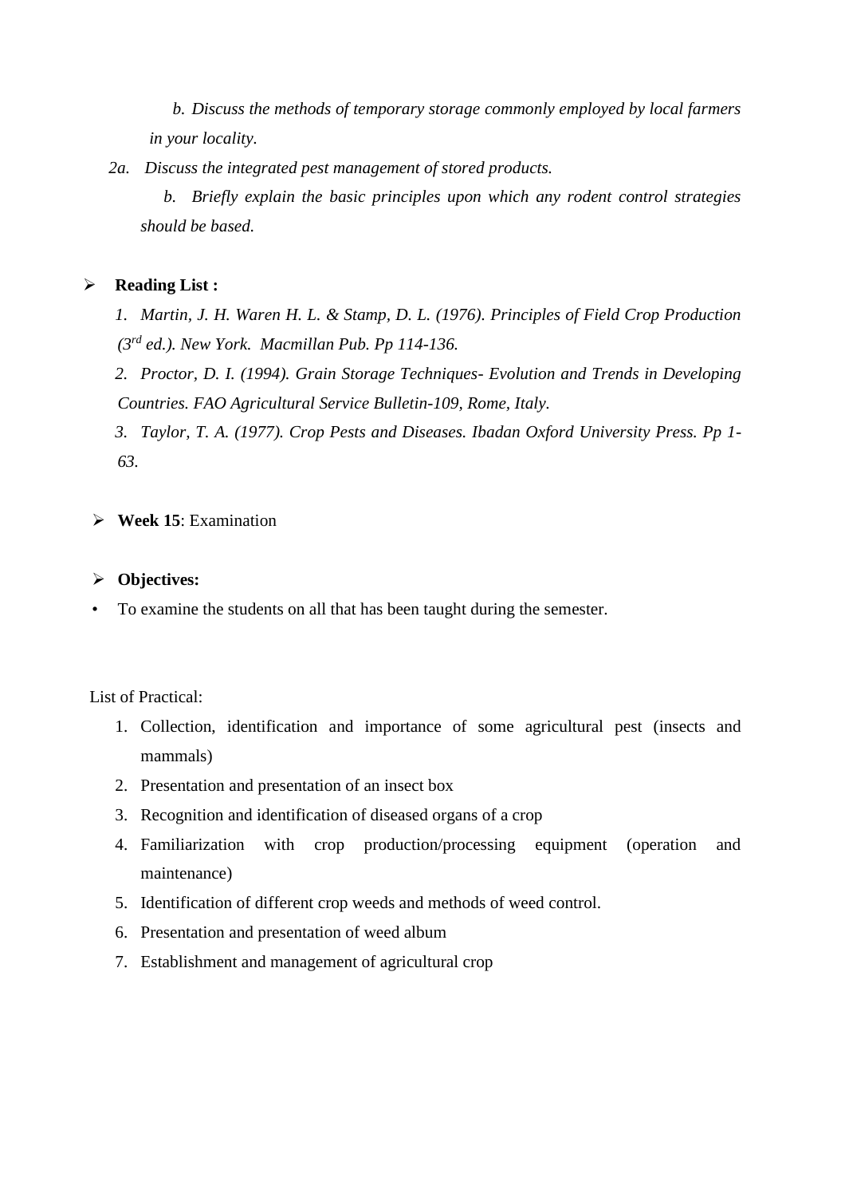*b. Discuss the methods of temporary storage commonly employed by local farmers in your locality.*

*2a. Discuss the integrated pest management of stored products.*

*b. Briefly explain the basic principles upon which any rodent control strategies should be based.*

- **Reading List :**
  1. *Martin, J. H. Waren H. L. & Stamp, D. L. (1976). Principles of Field Crop Production (3rd ed.). New York. Macmillan Pub. Pp 114-136.*
  2. *Proctor, D. I. (1994). Grain Storage Techniques- Evolution and Trends in Developing Countries. FAO Agricultural Service Bulletin-109, Rome, Italy.*
  3. *Taylor, T. A. (1977). Crop Pests and Diseases. Ibadan Oxford University Press. Pp 1-63.*

- **Week 15**: Examination

- **Objectives:**
  - To examine the students on all that has been taught during the semester.

List of Practical:

1. Collection, identification and importance of some agricultural pest (insects and mammals)
2. Presentation and presentation of an insect box
3. Recognition and identification of diseased organs of a crop
4. Familiarization with crop production/processing equipment (operation and maintenance)
5. Identification of different crop weeds and methods of weed control.
6. Presentation and presentation of weed album
7. Establishment and management of agricultural crop